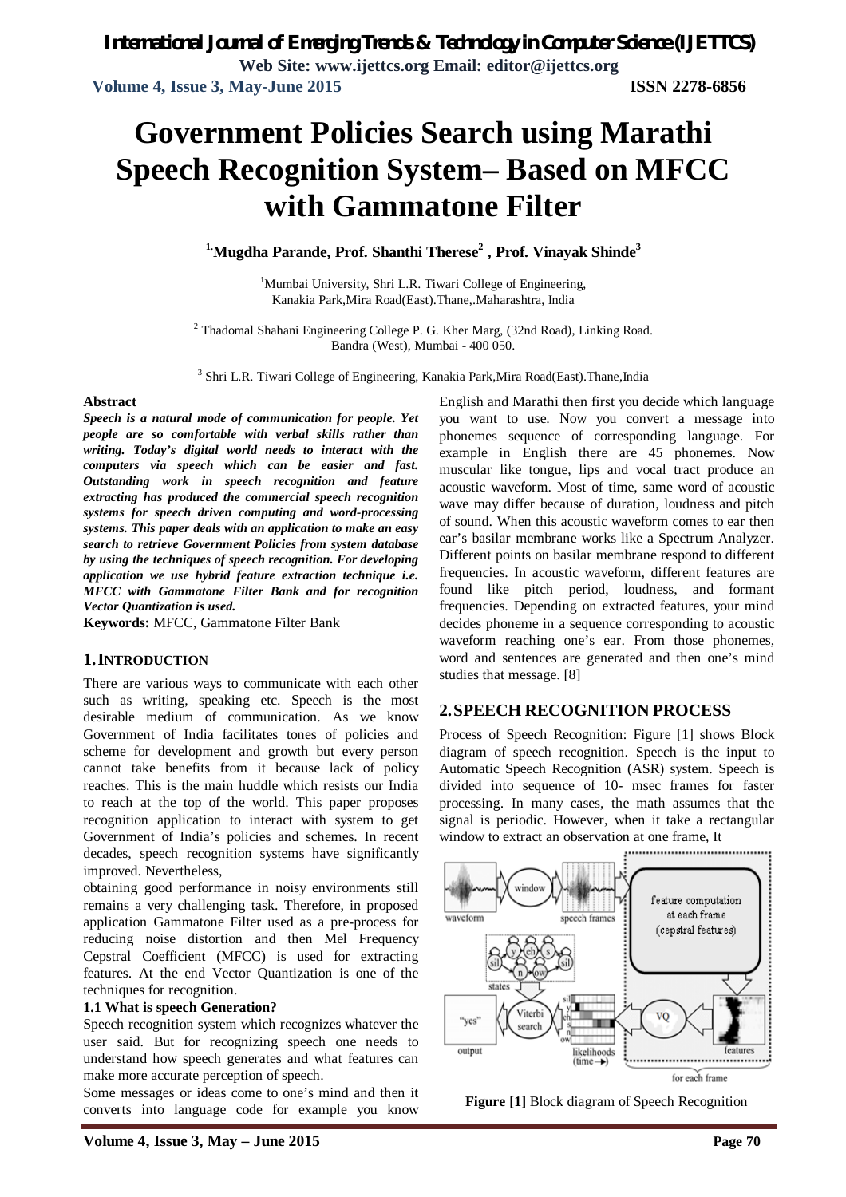# Government Policies Search using Marathi Speech Recognition System– Based on MFCC with Gammatone Filter

**[1]Mugdha Parande, Prof. Shanthi Therese[2], Prof. Vinayak Shinde[3]**

[1]Mumbai University, Shri L.R. Tiwari College of Engineering, Kanakia Park,Mira Road(East).Thane,.Maharashtra, India

[2] Thadomal Shahani Engineering College P. G. Kher Marg, (32nd Road), Linking Road. Bandra (West), Mumbai - 400 050.

[3] Shri L.R. Tiwari College of Engineering, Kanakia Park,Mira Road(East).Thane,India

**Abstract**

***Speech is a natural mode of communication for people. Yet people are so comfortable with verbal skills rather than writing. Today's digital world needs to interact with the computers via speech which can be easier and fast. Outstanding work in speech recognition and feature extracting has produced the commercial speech recognition systems for speech driven computing and word-processing systems. This paper deals with an application to make an easy search to retrieve Government Policies from system database by using the techniques of speech recognition. For developing application we use hybrid feature extraction technique i.e. MFCC with Gammatone Filter Bank and for recognition Vector Quantization is used.***

**Keywords:** MFCC, Gammatone Filter Bank

## 1. INTRODUCTION

There are various ways to communicate with each other such as writing, speaking etc. Speech is the most desirable medium of communication. As we know Government of India facilitates tones of policies and scheme for development and growth but every person cannot take benefits from it because lack of policy reaches. This is the main huddle which resists our India to reach at the top of the world. This paper proposes recognition application to interact with system to get Government of India's policies and schemes. In recent decades, speech recognition systems have significantly improved. Nevertheless,

obtaining good performance in noisy environments still remains a very challenging task. Therefore, in proposed application Gammatone Filter used as a pre-process for reducing noise distortion and then Mel Frequency Cepstral Coefficient (MFCC) is used for extracting features. At the end Vector Quantization is one of the techniques for recognition.

### 1.1 What is speech Generation?

Speech recognition system which recognizes whatever the user said. But for recognizing speech one needs to understand how speech generates and what features can make more accurate perception of speech.

Some messages or ideas come to one's mind and then it converts into language code for example you know English and Marathi then first you decide which language you want to use. Now you convert a message into phonemes sequence of corresponding language. For example in English there are 45 phonemes. Now muscular like tongue, lips and vocal tract produce an acoustic waveform. Most of time, same word of acoustic wave may differ because of duration, loudness and pitch of sound. When this acoustic waveform comes to ear then ear's basilar membrane works like a Spectrum Analyzer. Different points on basilar membrane respond to different frequencies. In acoustic waveform, different features are found like pitch period, loudness, and formant frequencies. Depending on extracted features, your mind decides phoneme in a sequence corresponding to acoustic waveform reaching one's ear. From those phonemes, word and sentences are generated and then one's mind studies that message. [8]

## 2. SPEECH RECOGNITION PROCESS

Process of Speech Recognition: Figure [1] shows Block diagram of speech recognition. Speech is the input to Automatic Speech Recognition (ASR) system. Speech is divided into sequence of 10- msec frames for faster processing. In many cases, the math assumes that the signal is periodic. However, when it take a rectangular window to extract an observation at one frame, It

**Figure [1]** Block diagram of Speech Recognition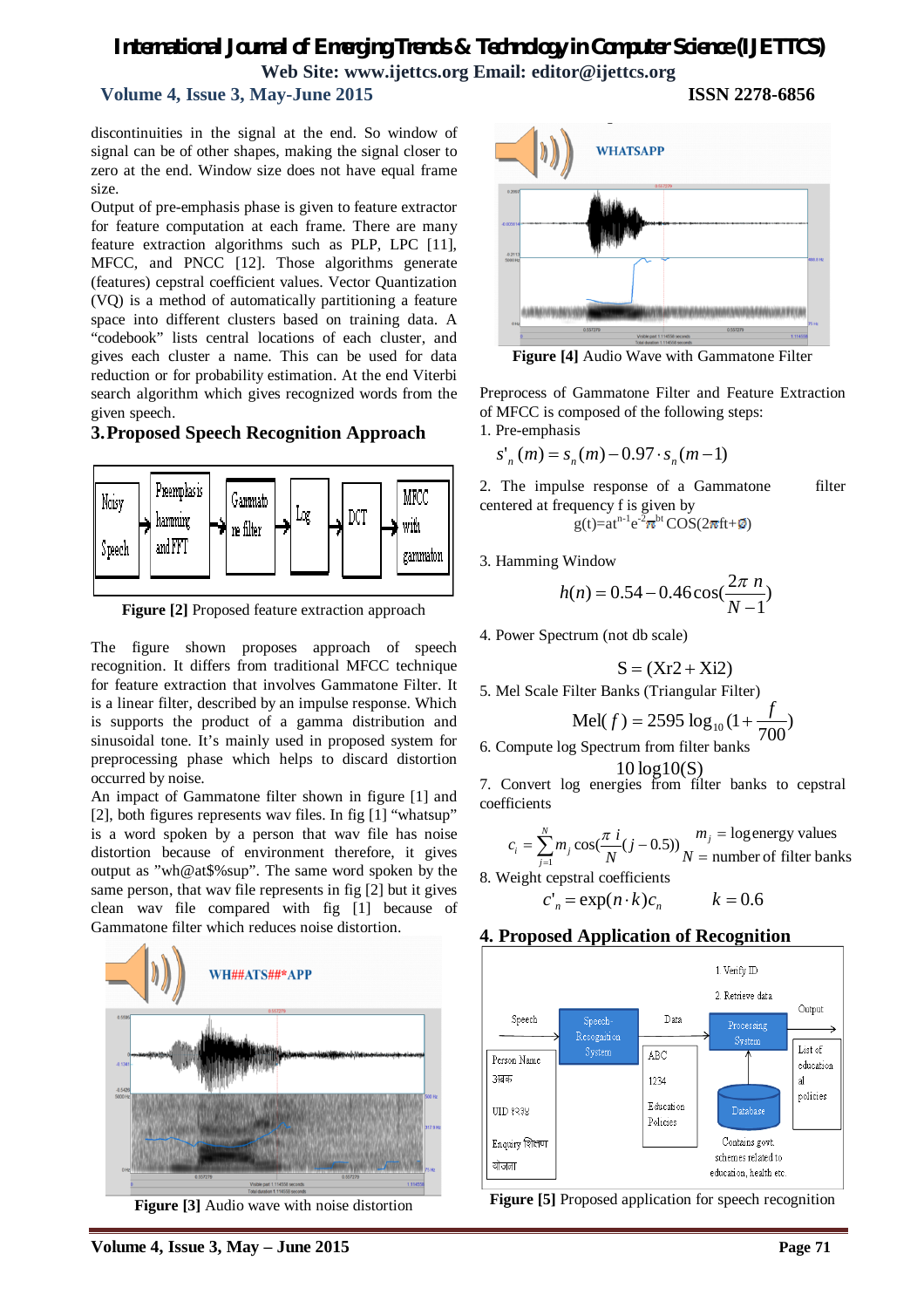discontinuities in the signal at the end. So window of signal can be of other shapes, making the signal closer to zero at the end. Window size does not have equal frame size.

Output of pre-emphasis phase is given to feature extractor for feature computation at each frame. There are many feature extraction algorithms such as PLP, LPC [11], MFCC, and PNCC [12]. Those algorithms generate (features) cepstral coefficient values. Vector Quantization (VQ) is a method of automatically partitioning a feature space into different clusters based on training data. A "codebook" lists central locations of each cluster, and gives each cluster a name. This can be used for data reduction or for probability estimation. At the end Viterbi search algorithm which gives recognized words from the given speech.

## 3. Proposed Speech Recognition Approach

**Figure [2]** Proposed feature extraction approach

The figure shown proposes approach of speech recognition. It differs from traditional MFCC technique for feature extraction that involves Gammatone Filter. It is a linear filter, described by an impulse response. Which is supports the product of a gamma distribution and sinusoidal tone. It's mainly used in proposed system for preprocessing phase which helps to discard distortion occurred by noise.

An impact of Gammatone filter shown in figure [1] and [2], both figures represents wav files. In fig [1] "whatsup" is a word spoken by a person that wav file has noise distortion because of environment therefore, it gives output as "wh@at$%sup". The same word spoken by the same person, that wav file represents in fig [2] but it gives clean wav file compared with fig [1] because of Gammatone filter which reduces noise distortion.

**Figure [3]** Audio wave with noise distortion

**Figure [4]** Audio Wave with Gammatone Filter

Preprocess of Gammatone Filter and Feature Extraction of MFCC is composed of the following steps:

1. Pre-emphasis

$$s'_n(m) = s_n(m) - 0.97 \cdot s_n(m-1)$$

2. The impulse response of a Gammatone filter centered at frequency f is given by

$$g(t) = at^{n-1} e^{-2\pi bt} \cos(2\pi ft + \emptyset)$$

3. Hamming Window

$$h(n) = 0.54 - 0.46 \cos\left(\frac{2\pi\, n}{N-1}\right)$$

4. Power Spectrum (not db scale)

$$S = (Xr2 + Xi2)$$

5. Mel Scale Filter Banks (Triangular Filter)

$$\mathrm{Mel}(f) = 2595 \log_{10}\left(1 + \frac{f}{700}\right)$$

6. Compute log Spectrum from filter banks

$$10 \log10(S)$$

7. Convert log energies from filter banks to cepstral coefficients

$$c_i = \sum_{j=1}^{N} m_j \cos\left(\frac{\pi\, i}{N}(j - 0.5)\right) \quad \begin{array}{l} m_j = \text{log energy values} \\ N = \text{number of filter banks} \end{array}$$

8. Weight cepstral coefficients

$$c'_n = \exp(n \cdot k) c_n \qquad k = 0.6$$

## 4. Proposed Application of Recognition

**Figure [5]** Proposed application for speech recognition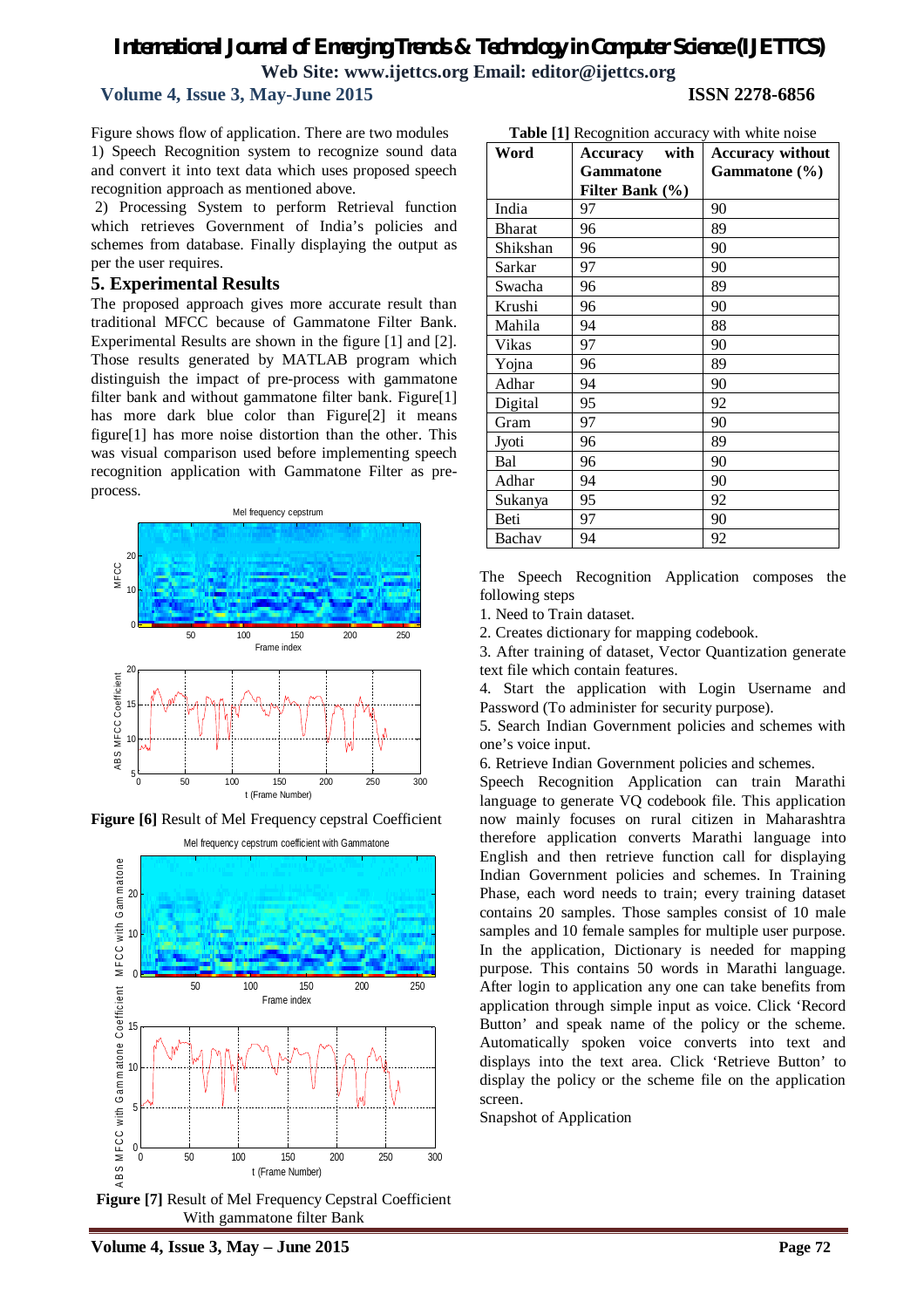Figure shows flow of application. There are two modules

1) Speech Recognition system to recognize sound data and convert it into text data which uses proposed speech recognition approach as mentioned above.

2) Processing System to perform Retrieval function which retrieves Government of India's policies and schemes from database. Finally displaying the output as per the user requires.

## 5. Experimental Results

The proposed approach gives more accurate result than traditional MFCC because of Gammatone Filter Bank. Experimental Results are shown in the figure [1] and [2]. Those results generated by MATLAB program which distinguish the impact of pre-process with gammatone filter bank and without gammatone filter bank. Figure[1] has more dark blue color than Figure[2] it means figure[1] has more noise distortion than the other. This was visual comparison used before implementing speech recognition application with Gammatone Filter as pre-process.

**Figure [6]** Result of Mel Frequency cepstral Coefficient

**Figure [7]** Result of Mel Frequency Cepstral Coefficient With gammatone filter Bank

**Table [1]** Recognition accuracy with white noise

| Word | Accuracy with Gammatone Filter Bank (%) | Accuracy without Gammatone (%) |
|---|---|---|
| India | 97 | 90 |
| Bharat | 96 | 89 |
| Shikshan | 96 | 90 |
| Sarkar | 97 | 90 |
| Swacha | 96 | 89 |
| Krushi | 96 | 90 |
| Mahila | 94 | 88 |
| Vikas | 97 | 90 |
| Yojna | 96 | 89 |
| Adhar | 94 | 90 |
| Digital | 95 | 92 |
| Gram | 97 | 90 |
| Jyoti | 96 | 89 |
| Bal | 96 | 90 |
| Adhar | 94 | 90 |
| Sukanya | 95 | 92 |
| Beti | 97 | 90 |
| Bachav | 94 | 92 |

The Speech Recognition Application composes the following steps

1. Need to Train dataset.
2. Creates dictionary for mapping codebook.
3. After training of dataset, Vector Quantization generate text file which contain features.
4. Start the application with Login Username and Password (To administer for security purpose).
5. Search Indian Government policies and schemes with one's voice input.
6. Retrieve Indian Government policies and schemes.

Speech Recognition Application can train Marathi language to generate VQ codebook file. This application now mainly focuses on rural citizen in Maharashtra therefore application converts Marathi language into English and then retrieve function call for displaying Indian Government policies and schemes. In Training Phase, each word needs to train; every training dataset contains 20 samples. Those samples consist of 10 male samples and 10 female samples for multiple user purpose. In the application, Dictionary is needed for mapping purpose. This contains 50 words in Marathi language. After login to application any one can take benefits from application through simple input as voice. Click 'Record Button' and speak name of the policy or the scheme. Automatically spoken voice converts into text and displays into the text area. Click 'Retrieve Button' to display the policy or the scheme file on the application screen.

Snapshot of Application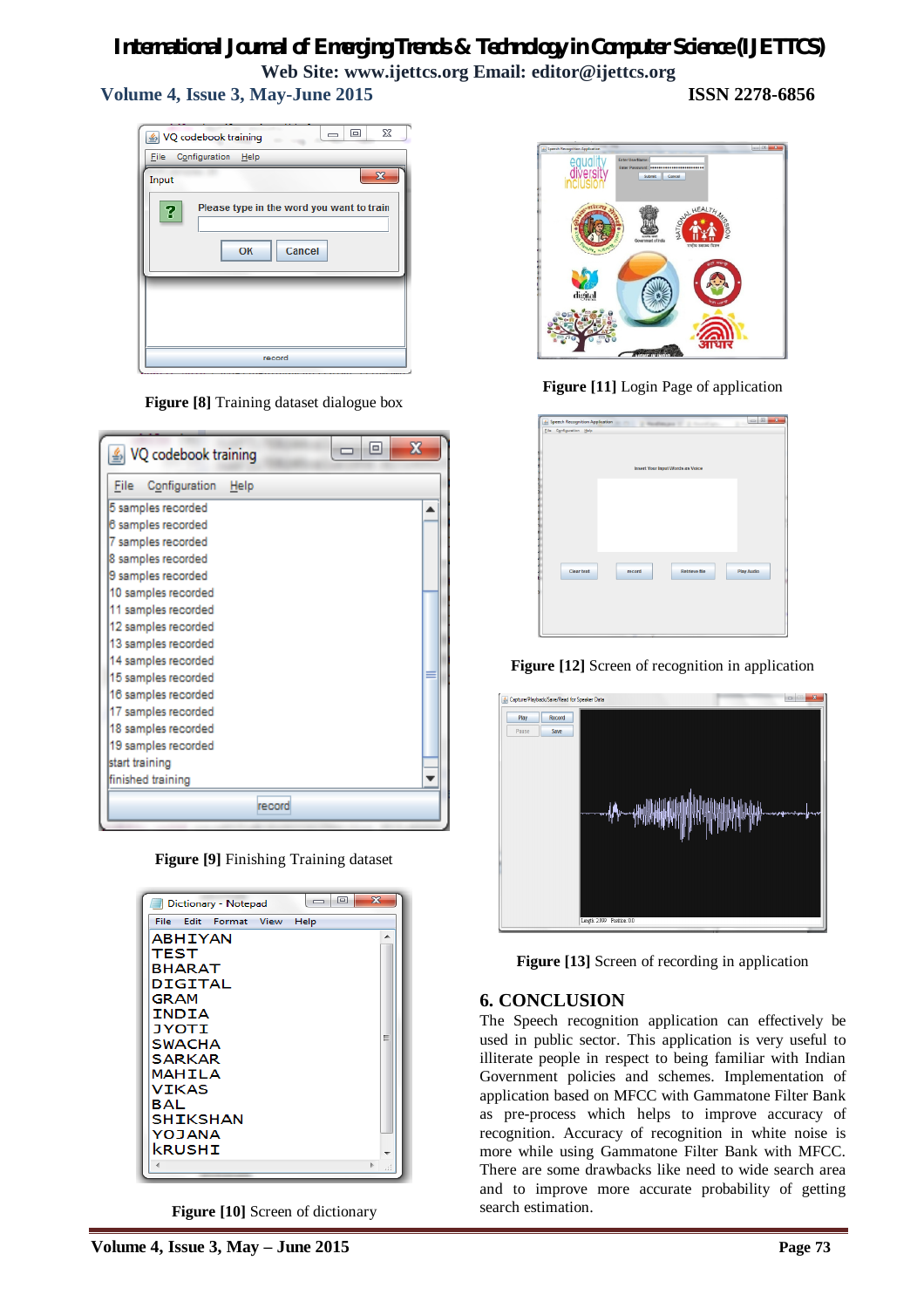Figure [8] Training dataset dialogue box

Figure [9] Finishing Training dataset

Figure [10] Screen of dictionary

Figure [11] Login Page of application

Figure [12] Screen of recognition in application

Figure [13] Screen of recording in application

## 6. CONCLUSION

The Speech recognition application can effectively be used in public sector. This application is very useful to illiterate people in respect to being familiar with Indian Government policies and schemes. Implementation of application based on MFCC with Gammatone Filter Bank as pre-process which helps to improve accuracy of recognition. Accuracy of recognition in white noise is more while using Gammatone Filter Bank with MFCC. There are some drawbacks like need to wide search area and to improve more accurate probability of getting search estimation.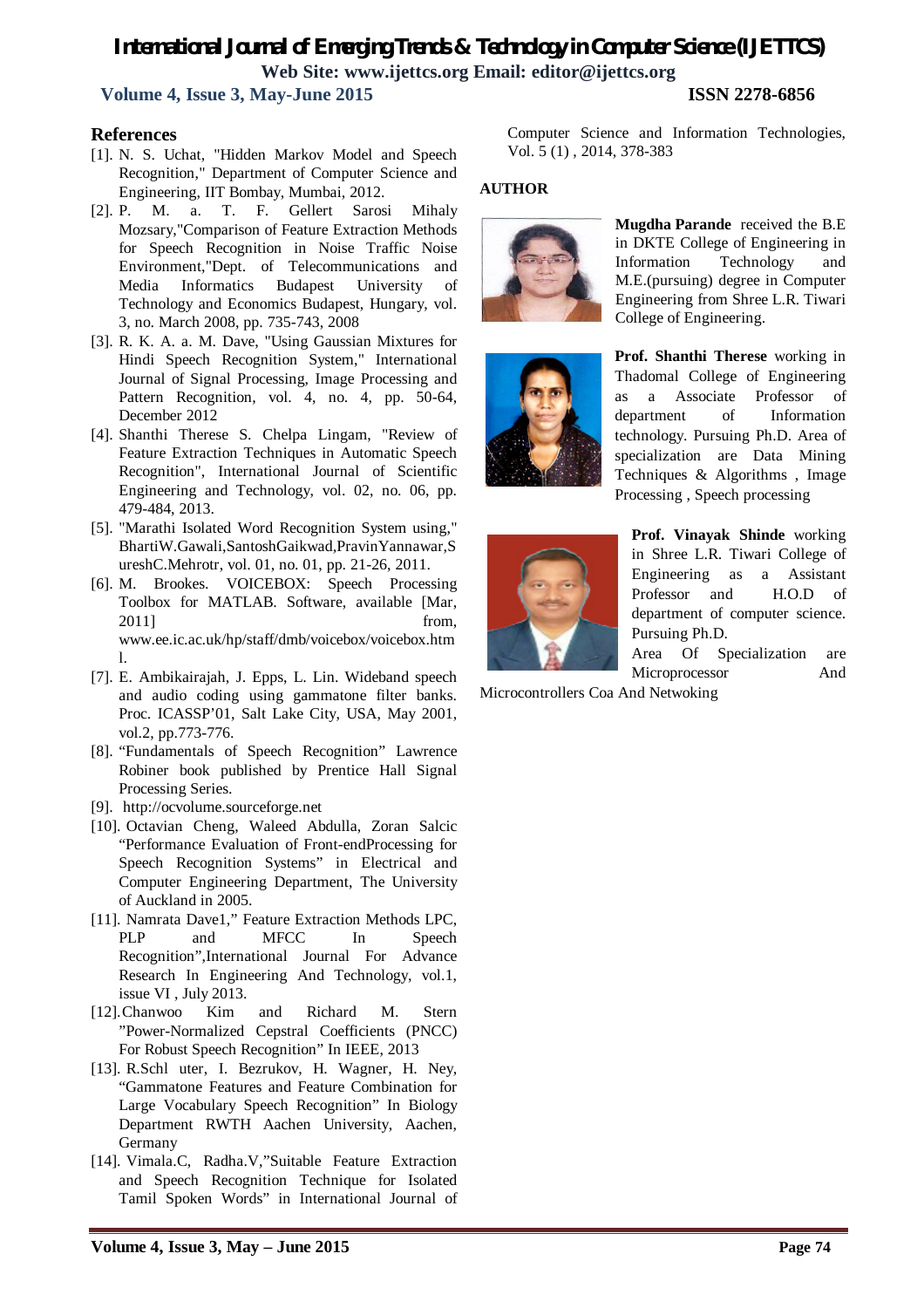## References

[1]. N. S. Uchat, "Hidden Markov Model and Speech Recognition," Department of Computer Science and Engineering, IIT Bombay, Mumbai, 2012.

[2]. P. M. a. T. F. Gellert Sarosi Mihaly Mozsary,"Comparison of Feature Extraction Methods for Speech Recognition in Noise Traffic Noise Environment,"Dept. of Telecommunications and Media Informatics Budapest University of Technology and Economics Budapest, Hungary, vol. 3, no. March 2008, pp. 735-743, 2008

[3]. R. K. A. a. M. Dave, "Using Gaussian Mixtures for Hindi Speech Recognition System," International Journal of Signal Processing, Image Processing and Pattern Recognition, vol. 4, no. 4, pp. 50-64, December 2012

[4]. Shanthi Therese S. Chelpa Lingam, "Review of Feature Extraction Techniques in Automatic Speech Recognition", International Journal of Scientific Engineering and Technology, vol. 02, no. 06, pp. 479-484, 2013.

[5]. "Marathi Isolated Word Recognition System using," BhartiW.Gawali,SantoshGaikwad,PravinYannawar,SureshC.Mehrotr, vol. 01, no. 01, pp. 21-26, 2011.

[6]. M. Brookes. VOICEBOX: Speech Processing Toolbox for MATLAB. Software, available [Mar, 2011] from, www.ee.ic.ac.uk/hp/staff/dmb/voicebox/voicebox.html.

[7]. E. Ambikairajah, J. Epps, L. Lin. Wideband speech and audio coding using gammatone filter banks. Proc. ICASSP'01, Salt Lake City, USA, May 2001, vol.2, pp.773-776.

[8]. "Fundamentals of Speech Recognition" Lawrence Robiner book published by Prentice Hall Signal Processing Series.

[9]. http://ocvolume.sourceforge.net

[10]. Octavian Cheng, Waleed Abdulla, Zoran Salcic "Performance Evaluation of Front-endProcessing for Speech Recognition Systems" in Electrical and Computer Engineering Department, The University of Auckland in 2005.

[11]. Namrata Dave1," Feature Extraction Methods LPC, PLP and MFCC In Speech Recognition",International Journal For Advance Research In Engineering And Technology, vol.1, issue VI , July 2013.

[12]. Chanwoo Kim and Richard M. Stern "Power-Normalized Cepstral Coefficients (PNCC) For Robust Speech Recognition" In IEEE, 2013

[13]. R.Schl uter, I. Bezrukov, H. Wagner, H. Ney, "Gammatone Features and Feature Combination for Large Vocabulary Speech Recognition" In Biology Department RWTH Aachen University, Aachen, Germany

[14]. Vimala.C, Radha.V,"Suitable Feature Extraction and Speech Recognition Technique for Isolated Tamil Spoken Words" in International Journal of Computer Science and Information Technologies, Vol. 5 (1) , 2014, 378-383

## AUTHOR

**Mugdha Parande** received the B.E in DKTE College of Engineering in Information Technology and M.E.(pursuing) degree in Computer Engineering from Shree L.R. Tiwari College of Engineering.

**Prof. Shanthi Therese** working in Thadomal College of Engineering as a Associate Professor of department of Information technology. Pursuing Ph.D. Area of specialization are Data Mining Techniques & Algorithms , Image Processing , Speech processing

**Prof. Vinayak Shinde** working in Shree L.R. Tiwari College of Engineering as a Assistant Professor and H.O.D of department of computer science. Pursuing Ph.D.
Area Of Specialization are Microprocessor And Microcontrollers Coa And Netwoking